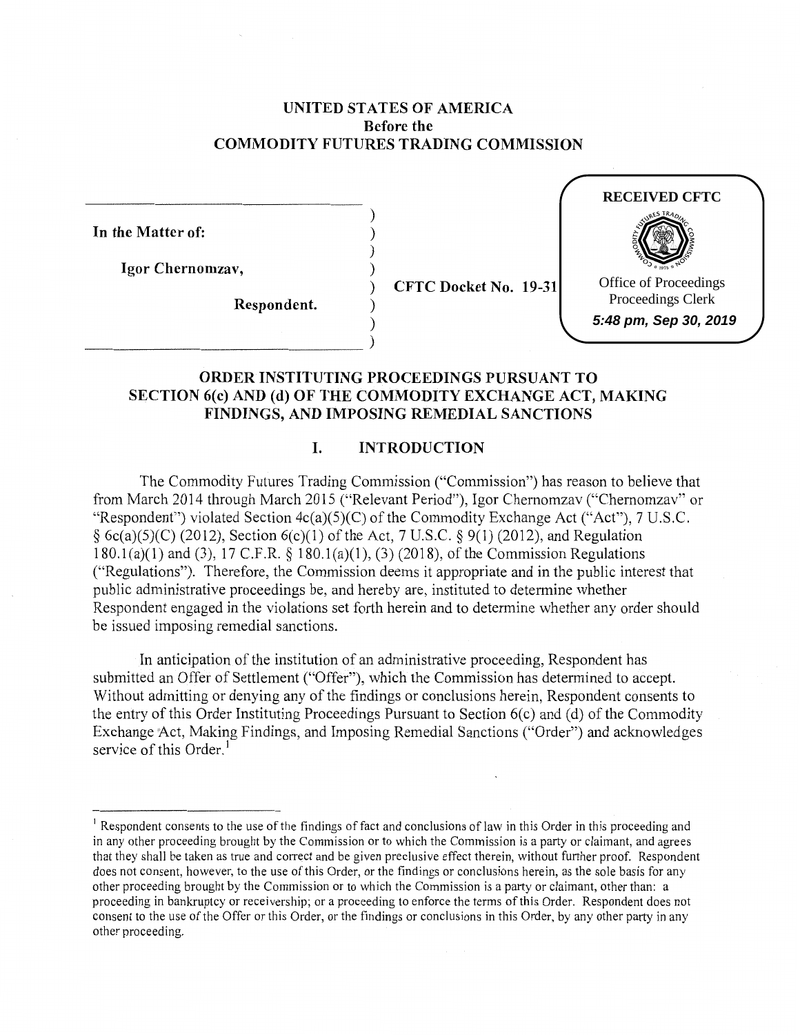**UNITED STATES OF AMERICA**
**Before the**
**COMMODITY FUTURES TRADING COMMISSION**

**RECEIVED CFTC**

Office of Proceedings
Proceedings Clerk
*5:48 pm, Sep 30, 2019*

| | |
|---|---|
| **In the Matter of:** | |
| **Igor Chernomzav,** | **CFTC Docket No. 19-31** |
| **Respondent.** | |

## ORDER INSTITUTING PROCEEDINGS PURSUANT TO SECTION 6(c) AND (d) OF THE COMMODITY EXCHANGE ACT, MAKING FINDINGS, AND IMPOSING REMEDIAL SANCTIONS

### I. INTRODUCTION

The Commodity Futures Trading Commission ("Commission") has reason to believe that from March 2014 through March 2015 ("Relevant Period"), Igor Chernomzav ("Chernomzav" or "Respondent") violated Section 4c(a)(5)(C) of the Commodity Exchange Act ("Act"), 7 U.S.C. § 6c(a)(5)(C) (2012), Section 6(c)(1) of the Act, 7 U.S.C. § 9(1) (2012), and Regulation 180.1(a)(1) and (3), 17 C.F.R. § 180.1(a)(1), (3) (2018), of the Commission Regulations ("Regulations"). Therefore, the Commission deems it appropriate and in the public interest that public administrative proceedings be, and hereby are, instituted to determine whether Respondent engaged in the violations set forth herein and to determine whether any order should be issued imposing remedial sanctions.

In anticipation of the institution of an administrative proceeding, Respondent has submitted an Offer of Settlement ("Offer"), which the Commission has determined to accept. Without admitting or denying any of the findings or conclusions herein, Respondent consents to the entry of this Order Instituting Proceedings Pursuant to Section 6(c) and (d) of the Commodity Exchange Act, Making Findings, and Imposing Remedial Sanctions ("Order") and acknowledges service of this Order.[1]

---

[1] Respondent consents to the use of the findings of fact and conclusions of law in this Order in this proceeding and in any other proceeding brought by the Commission or to which the Commission is a party or claimant, and agrees that they shall be taken as true and correct and be given preclusive effect therein, without further proof. Respondent does not consent, however, to the use of this Order, or the findings or conclusions herein, as the sole basis for any other proceeding brought by the Commission or to which the Commission is a party or claimant, other than: a proceeding in bankruptcy or receivership; or a proceeding to enforce the terms of this Order. Respondent does not consent to the use of the Offer or this Order, or the findings or conclusions in this Order, by any other party in any other proceeding.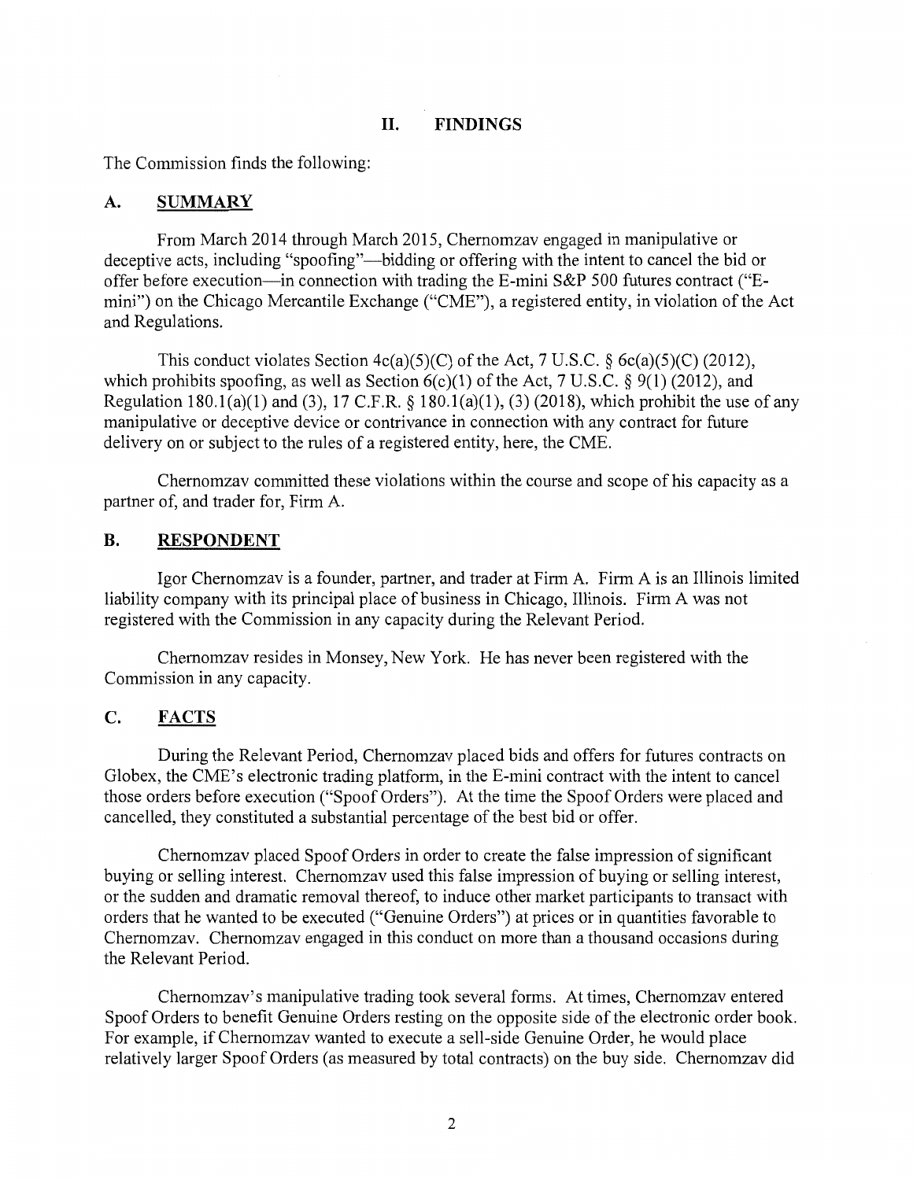## II. FINDINGS

The Commission finds the following:

### A. SUMMARY

From March 2014 through March 2015, Chernomzav engaged in manipulative or deceptive acts, including "spoofing"—bidding or offering with the intent to cancel the bid or offer before execution—in connection with trading the E-mini S&P 500 futures contract ("E-mini") on the Chicago Mercantile Exchange ("CME"), a registered entity, in violation of the Act and Regulations.

This conduct violates Section 4c(a)(5)(C) of the Act, 7 U.S.C. § 6c(a)(5)(C) (2012), which prohibits spoofing, as well as Section 6(c)(1) of the Act, 7 U.S.C. § 9(1) (2012), and Regulation 180.1(a)(1) and (3), 17 C.F.R. § 180.1(a)(1), (3) (2018), which prohibit the use of any manipulative or deceptive device or contrivance in connection with any contract for future delivery on or subject to the rules of a registered entity, here, the CME.

Chernomzav committed these violations within the course and scope of his capacity as a partner of, and trader for, Firm A.

### B. RESPONDENT

Igor Chernomzav is a founder, partner, and trader at Firm A. Firm A is an Illinois limited liability company with its principal place of business in Chicago, Illinois. Firm A was not registered with the Commission in any capacity during the Relevant Period.

Chernomzav resides in Monsey, New York. He has never been registered with the Commission in any capacity.

### C. FACTS

During the Relevant Period, Chernomzav placed bids and offers for futures contracts on Globex, the CME's electronic trading platform, in the E-mini contract with the intent to cancel those orders before execution ("Spoof Orders"). At the time the Spoof Orders were placed and cancelled, they constituted a substantial percentage of the best bid or offer.

Chernomzav placed Spoof Orders in order to create the false impression of significant buying or selling interest. Chernomzav used this false impression of buying or selling interest, or the sudden and dramatic removal thereof, to induce other market participants to transact with orders that he wanted to be executed ("Genuine Orders") at prices or in quantities favorable to Chernomzav. Chernomzav engaged in this conduct on more than a thousand occasions during the Relevant Period.

Chernomzav's manipulative trading took several forms. At times, Chernomzav entered Spoof Orders to benefit Genuine Orders resting on the opposite side of the electronic order book. For example, if Chernomzav wanted to execute a sell-side Genuine Order, he would place relatively larger Spoof Orders (as measured by total contracts) on the buy side. Chernomzav did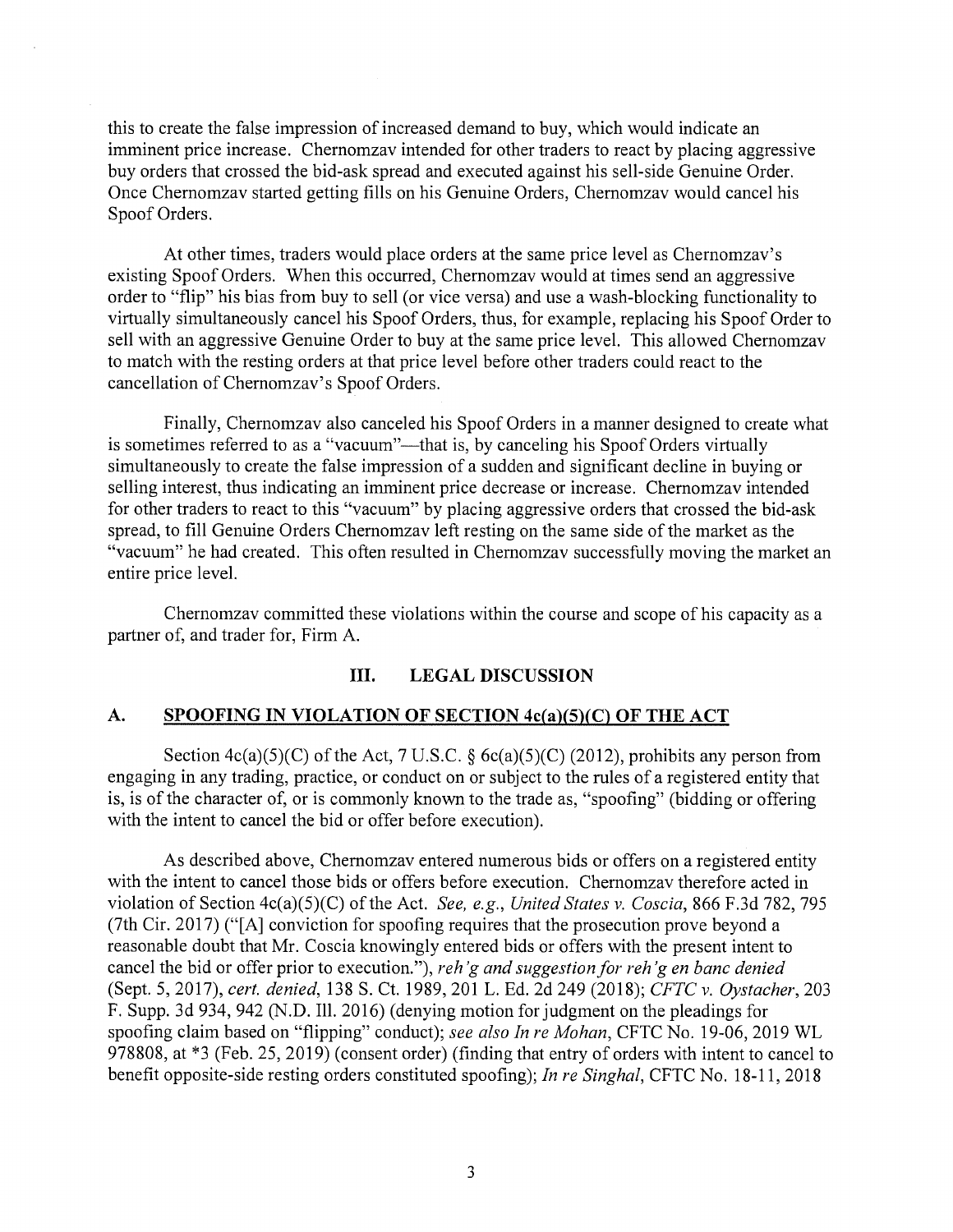this to create the false impression of increased demand to buy, which would indicate an imminent price increase. Chernomzav intended for other traders to react by placing aggressive buy orders that crossed the bid-ask spread and executed against his sell-side Genuine Order. Once Chernomzav started getting fills on his Genuine Orders, Chernomzav would cancel his Spoof Orders.

At other times, traders would place orders at the same price level as Chernomzav's existing Spoof Orders. When this occurred, Chernomzav would at times send an aggressive order to "flip" his bias from buy to sell (or vice versa) and use a wash-blocking functionality to virtually simultaneously cancel his Spoof Orders, thus, for example, replacing his Spoof Order to sell with an aggressive Genuine Order to buy at the same price level. This allowed Chernomzav to match with the resting orders at that price level before other traders could react to the cancellation of Chernomzav's Spoof Orders.

Finally, Chernomzav also canceled his Spoof Orders in a manner designed to create what is sometimes referred to as a "vacuum"—that is, by canceling his Spoof Orders virtually simultaneously to create the false impression of a sudden and significant decline in buying or selling interest, thus indicating an imminent price decrease or increase. Chernomzav intended for other traders to react to this "vacuum" by placing aggressive orders that crossed the bid-ask spread, to fill Genuine Orders Chernomzav left resting on the same side of the market as the "vacuum" he had created. This often resulted in Chernomzav successfully moving the market an entire price level.

Chernomzav committed these violations within the course and scope of his capacity as a partner of, and trader for, Firm A.

## III. LEGAL DISCUSSION

### A. SPOOFING IN VIOLATION OF SECTION 4c(a)(5)(C) OF THE ACT

Section 4c(a)(5)(C) of the Act, 7 U.S.C. § 6c(a)(5)(C) (2012), prohibits any person from engaging in any trading, practice, or conduct on or subject to the rules of a registered entity that is, is of the character of, or is commonly known to the trade as, "spoofing" (bidding or offering with the intent to cancel the bid or offer before execution).

As described above, Chernomzav entered numerous bids or offers on a registered entity with the intent to cancel those bids or offers before execution. Chernomzav therefore acted in violation of Section 4c(a)(5)(C) of the Act. *See, e.g.*, *United States v. Coscia*, 866 F.3d 782, 795 (7th Cir. 2017) ("[A] conviction for spoofing requires that the prosecution prove beyond a reasonable doubt that Mr. Coscia knowingly entered bids or offers with the present intent to cancel the bid or offer prior to execution."), *reh'g and suggestion for reh'g en banc denied* (Sept. 5, 2017), *cert. denied*, 138 S. Ct. 1989, 201 L. Ed. 2d 249 (2018); *CFTC v. Oystacher*, 203 F. Supp. 3d 934, 942 (N.D. Ill. 2016) (denying motion for judgment on the pleadings for spoofing claim based on "flipping" conduct); *see also In re Mohan*, CFTC No. 19-06, 2019 WL 978808, at *3 (Feb. 25, 2019) (consent order) (finding that entry of orders with intent to cancel to benefit opposite-side resting orders constituted spoofing); *In re Singhal*, CFTC No. 18-11, 2018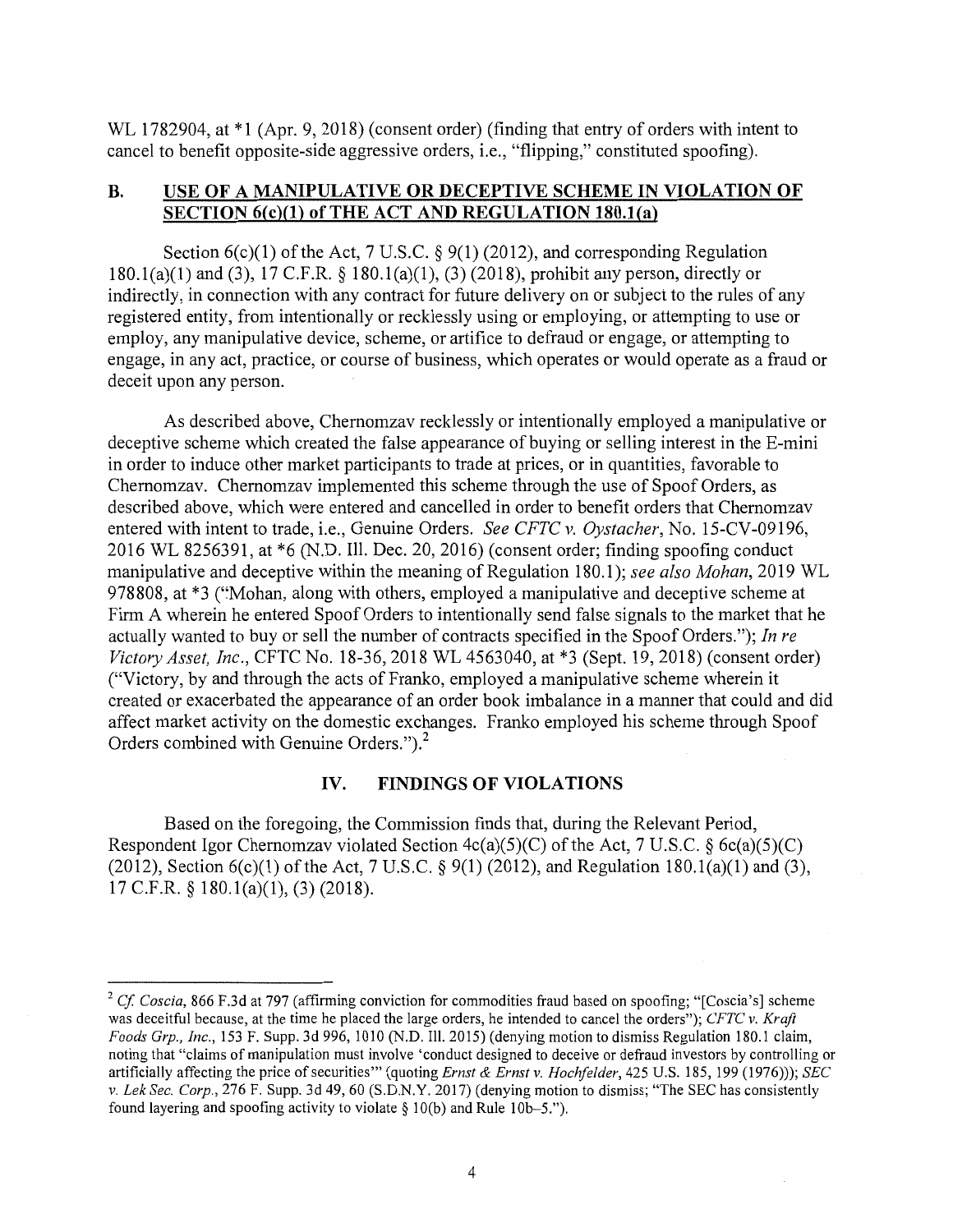WL 1782904, at *1 (Apr. 9, 2018) (consent order) (finding that entry of orders with intent to cancel to benefit opposite-side aggressive orders, i.e., "flipping," constituted spoofing).

## B. USE OF A MANIPULATIVE OR DECEPTIVE SCHEME IN VIOLATION OF SECTION 6(c)(1) of THE ACT AND REGULATION 180.1(a)

Section 6(c)(1) of the Act, 7 U.S.C. § 9(1) (2012), and corresponding Regulation 180.1(a)(1) and (3), 17 C.F.R. § 180.1(a)(1), (3) (2018), prohibit any person, directly or indirectly, in connection with any contract for future delivery on or subject to the rules of any registered entity, from intentionally or recklessly using or employing, or attempting to use or employ, any manipulative device, scheme, or artifice to defraud or engage, or attempting to engage, in any act, practice, or course of business, which operates or would operate as a fraud or deceit upon any person.

As described above, Chernomzav recklessly or intentionally employed a manipulative or deceptive scheme which created the false appearance of buying or selling interest in the E-mini in order to induce other market participants to trade at prices, or in quantities, favorable to Chernomzav. Chernomzav implemented this scheme through the use of Spoof Orders, as described above, which were entered and cancelled in order to benefit orders that Chernomzav entered with intent to trade, i.e., Genuine Orders. *See CFTC v. Oystacher*, No. 15-CV-09196, 2016 WL 8256391, at *6 (N.D. Ill. Dec. 20, 2016) (consent order; finding spoofing conduct manipulative and deceptive within the meaning of Regulation 180.1); *see also Mohan*, 2019 WL 978808, at *3 ("Mohan, along with others, employed a manipulative and deceptive scheme at Firm A wherein he entered Spoof Orders to intentionally send false signals to the market that he actually wanted to buy or sell the number of contracts specified in the Spoof Orders."); *In re Victory Asset, Inc.*, CFTC No. 18-36, 2018 WL 4563040, at *3 (Sept. 19, 2018) (consent order) ("Victory, by and through the acts of Franko, employed a manipulative scheme wherein it created or exacerbated the appearance of an order book imbalance in a manner that could and did affect market activity on the domestic exchanges. Franko employed his scheme through Spoof Orders combined with Genuine Orders.").[2]

## IV. FINDINGS OF VIOLATIONS

Based on the foregoing, the Commission finds that, during the Relevant Period, Respondent Igor Chernomzav violated Section 4c(a)(5)(C) of the Act, 7 U.S.C. § 6c(a)(5)(C) (2012), Section 6(c)(1) of the Act, 7 U.S.C. § 9(1) (2012), and Regulation 180.1(a)(1) and (3), 17 C.F.R. § 180.1(a)(1), (3) (2018).

---

[2] *Cf. Coscia*, 866 F.3d at 797 (affirming conviction for commodities fraud based on spoofing; "[Coscia's] scheme was deceitful because, at the time he placed the large orders, he intended to cancel the orders"); *CFTC v. Kraft Foods Grp., Inc.*, 153 F. Supp. 3d 996, 1010 (N.D. Ill. 2015) (denying motion to dismiss Regulation 180.1 claim, noting that "claims of manipulation must involve 'conduct designed to deceive or defraud investors by controlling or artificially affecting the price of securities'" (quoting *Ernst & Ernst v. Hochfelder*, 425 U.S. 185, 199 (1976))); *SEC v. Lek Sec. Corp.*, 276 F. Supp. 3d 49, 60 (S.D.N.Y. 2017) (denying motion to dismiss; "The SEC has consistently found layering and spoofing activity to violate § 10(b) and Rule 10b–5.").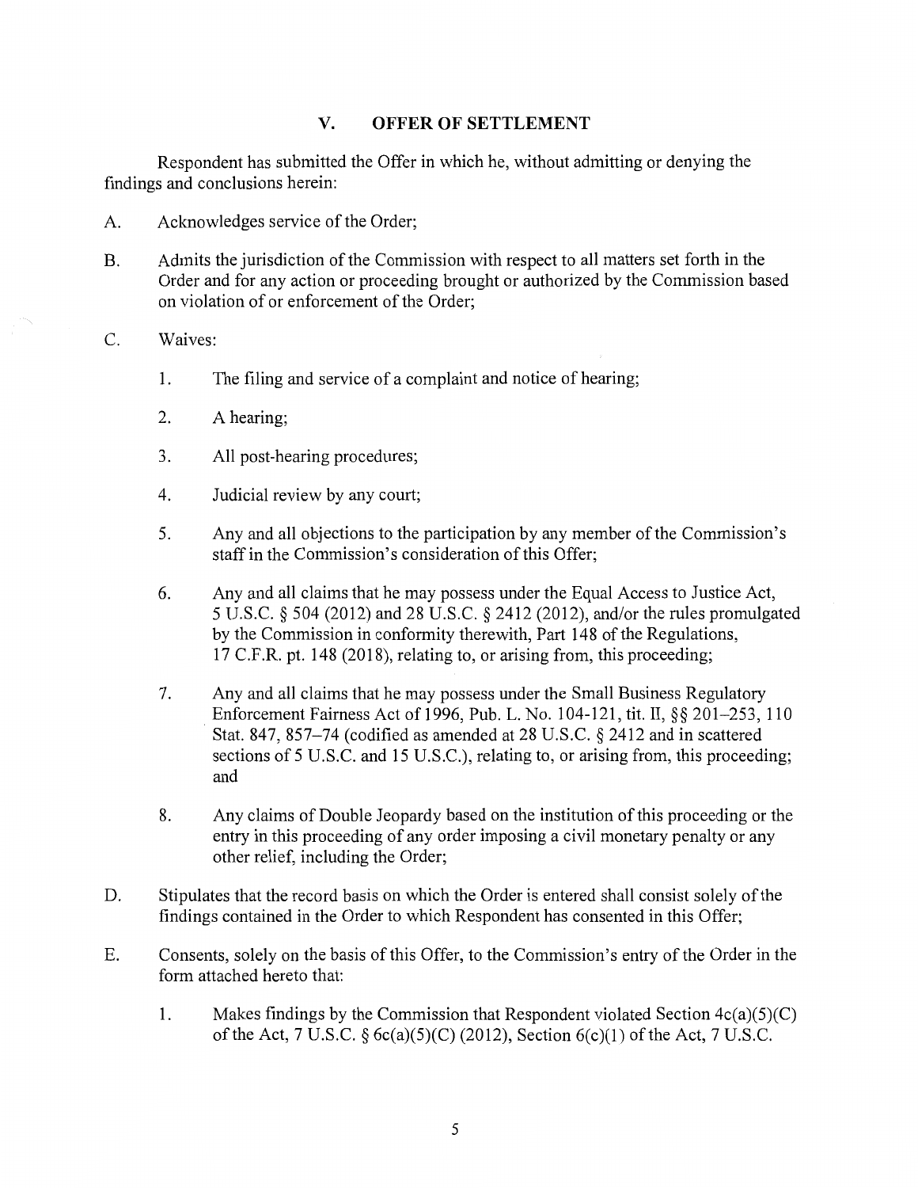## V. OFFER OF SETTLEMENT

Respondent has submitted the Offer in which he, without admitting or denying the findings and conclusions herein:

A. Acknowledges service of the Order;

B. Admits the jurisdiction of the Commission with respect to all matters set forth in the Order and for any action or proceeding brought or authorized by the Commission based on violation of or enforcement of the Order;

C. Waives:

1. The filing and service of a complaint and notice of hearing;

2. A hearing;

3. All post-hearing procedures;

4. Judicial review by any court;

5. Any and all objections to the participation by any member of the Commission's staff in the Commission's consideration of this Offer;

6. Any and all claims that he may possess under the Equal Access to Justice Act, 5 U.S.C. § 504 (2012) and 28 U.S.C. § 2412 (2012), and/or the rules promulgated by the Commission in conformity therewith, Part 148 of the Regulations, 17 C.F.R. pt. 148 (2018), relating to, or arising from, this proceeding;

7. Any and all claims that he may possess under the Small Business Regulatory Enforcement Fairness Act of 1996, Pub. L. No. 104-121, tit. II, §§ 201–253, 110 Stat. 847, 857–74 (codified as amended at 28 U.S.C. § 2412 and in scattered sections of 5 U.S.C. and 15 U.S.C.), relating to, or arising from, this proceeding; and

8. Any claims of Double Jeopardy based on the institution of this proceeding or the entry in this proceeding of any order imposing a civil monetary penalty or any other relief, including the Order;

D. Stipulates that the record basis on which the Order is entered shall consist solely of the findings contained in the Order to which Respondent has consented in this Offer;

E. Consents, solely on the basis of this Offer, to the Commission's entry of the Order in the form attached hereto that:

1. Makes findings by the Commission that Respondent violated Section 4c(a)(5)(C) of the Act, 7 U.S.C. § 6c(a)(5)(C) (2012), Section 6(c)(1) of the Act, 7 U.S.C.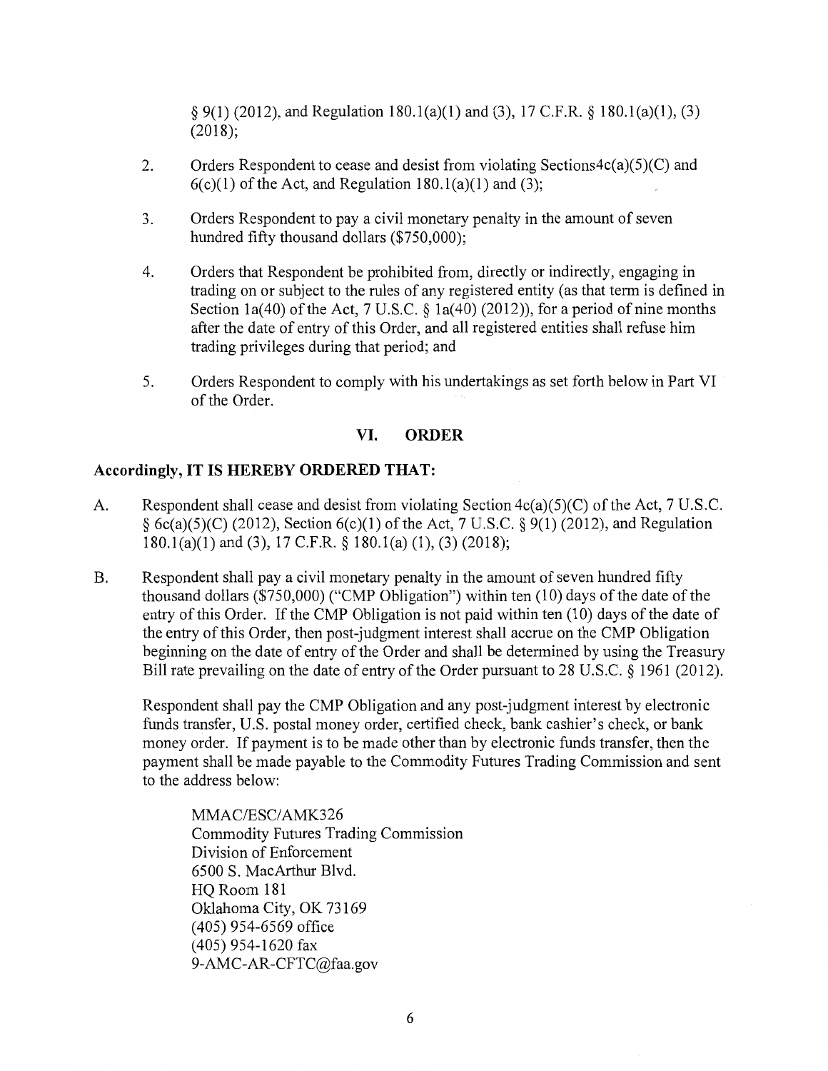§ 9(1) (2012), and Regulation 180.1(a)(1) and (3), 17 C.F.R. § 180.1(a)(1), (3) (2018);

2. Orders Respondent to cease and desist from violating Sections4c(a)(5)(C) and 6(c)(1) of the Act, and Regulation 180.1(a)(1) and (3);

3. Orders Respondent to pay a civil monetary penalty in the amount of seven hundred fifty thousand dollars ($750,000);

4. Orders that Respondent be prohibited from, directly or indirectly, engaging in trading on or subject to the rules of any registered entity (as that term is defined in Section 1a(40) of the Act, 7 U.S.C. § 1a(40) (2012)), for a period of nine months after the date of entry of this Order, and all registered entities shall refuse him trading privileges during that period; and

5. Orders Respondent to comply with his undertakings as set forth below in Part VI of the Order.

## VI. ORDER

**Accordingly, IT IS HEREBY ORDERED THAT:**

A. Respondent shall cease and desist from violating Section 4c(a)(5)(C) of the Act, 7 U.S.C. § 6c(a)(5)(C) (2012), Section 6(c)(1) of the Act, 7 U.S.C. § 9(1) (2012), and Regulation 180.1(a)(1) and (3), 17 C.F.R. § 180.1(a) (1), (3) (2018);

B. Respondent shall pay a civil monetary penalty in the amount of seven hundred fifty thousand dollars ($750,000) ("CMP Obligation") within ten (10) days of the date of the entry of this Order. If the CMP Obligation is not paid within ten (10) days of the date of the entry of this Order, then post-judgment interest shall accrue on the CMP Obligation beginning on the date of entry of the Order and shall be determined by using the Treasury Bill rate prevailing on the date of entry of the Order pursuant to 28 U.S.C. § 1961 (2012).

   Respondent shall pay the CMP Obligation and any post-judgment interest by electronic funds transfer, U.S. postal money order, certified check, bank cashier's check, or bank money order. If payment is to be made other than by electronic funds transfer, then the payment shall be made payable to the Commodity Futures Trading Commission and sent to the address below:

   MMAC/ESC/AMK326
   Commodity Futures Trading Commission
   Division of Enforcement
   6500 S. MacArthur Blvd.
   HQ Room 181
   Oklahoma City, OK 73169
   (405) 954-6569 office
   (405) 954-1620 fax
   9-AMC-AR-CFTC@faa.gov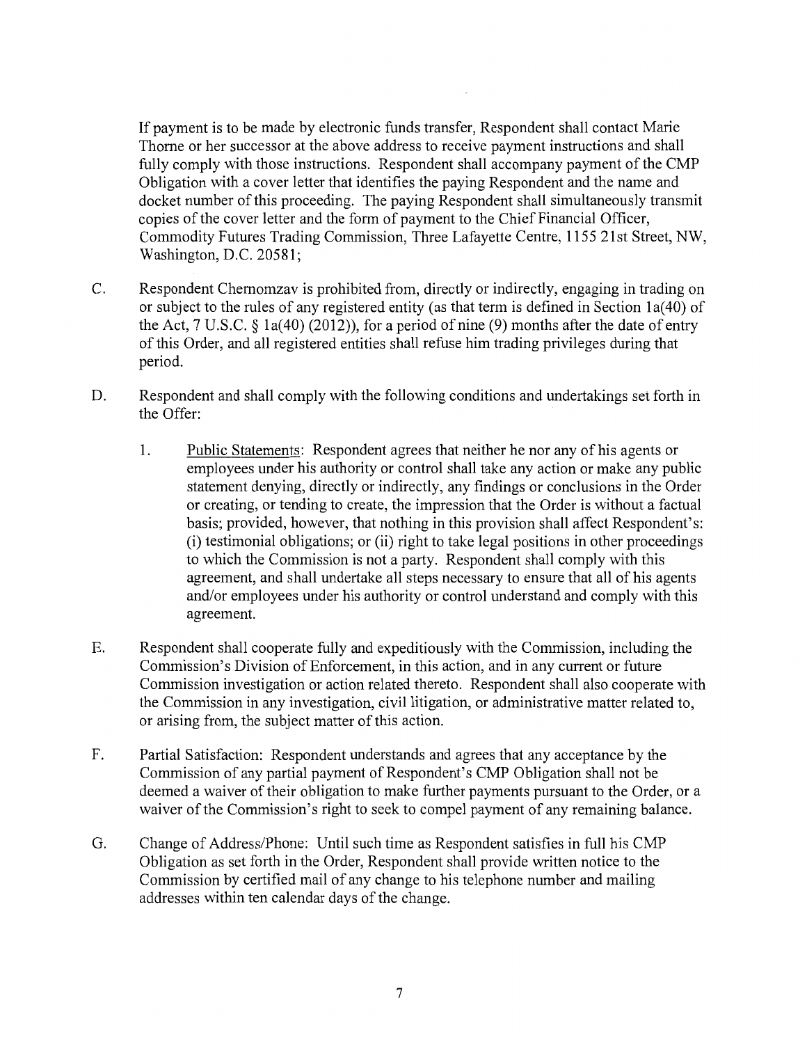If payment is to be made by electronic funds transfer, Respondent shall contact Marie Thorne or her successor at the above address to receive payment instructions and shall fully comply with those instructions. Respondent shall accompany payment of the CMP Obligation with a cover letter that identifies the paying Respondent and the name and docket number of this proceeding. The paying Respondent shall simultaneously transmit copies of the cover letter and the form of payment to the Chief Financial Officer, Commodity Futures Trading Commission, Three Lafayette Centre, 1155 21st Street, NW, Washington, D.C. 20581;

C. Respondent Chernomzav is prohibited from, directly or indirectly, engaging in trading on or subject to the rules of any registered entity (as that term is defined in Section 1a(40) of the Act, 7 U.S.C. § 1a(40) (2012)), for a period of nine (9) months after the date of entry of this Order, and all registered entities shall refuse him trading privileges during that period.

D. Respondent and shall comply with the following conditions and undertakings set forth in the Offer:

   1. Public Statements: Respondent agrees that neither he nor any of his agents or employees under his authority or control shall take any action or make any public statement denying, directly or indirectly, any findings or conclusions in the Order or creating, or tending to create, the impression that the Order is without a factual basis; provided, however, that nothing in this provision shall affect Respondent's: (i) testimonial obligations; or (ii) right to take legal positions in other proceedings to which the Commission is not a party. Respondent shall comply with this agreement, and shall undertake all steps necessary to ensure that all of his agents and/or employees under his authority or control understand and comply with this agreement.

E. Respondent shall cooperate fully and expeditiously with the Commission, including the Commission's Division of Enforcement, in this action, and in any current or future Commission investigation or action related thereto. Respondent shall also cooperate with the Commission in any investigation, civil litigation, or administrative matter related to, or arising from, the subject matter of this action.

F. Partial Satisfaction: Respondent understands and agrees that any acceptance by the Commission of any partial payment of Respondent's CMP Obligation shall not be deemed a waiver of their obligation to make further payments pursuant to the Order, or a waiver of the Commission's right to seek to compel payment of any remaining balance.

G. Change of Address/Phone: Until such time as Respondent satisfies in full his CMP Obligation as set forth in the Order, Respondent shall provide written notice to the Commission by certified mail of any change to his telephone number and mailing addresses within ten calendar days of the change.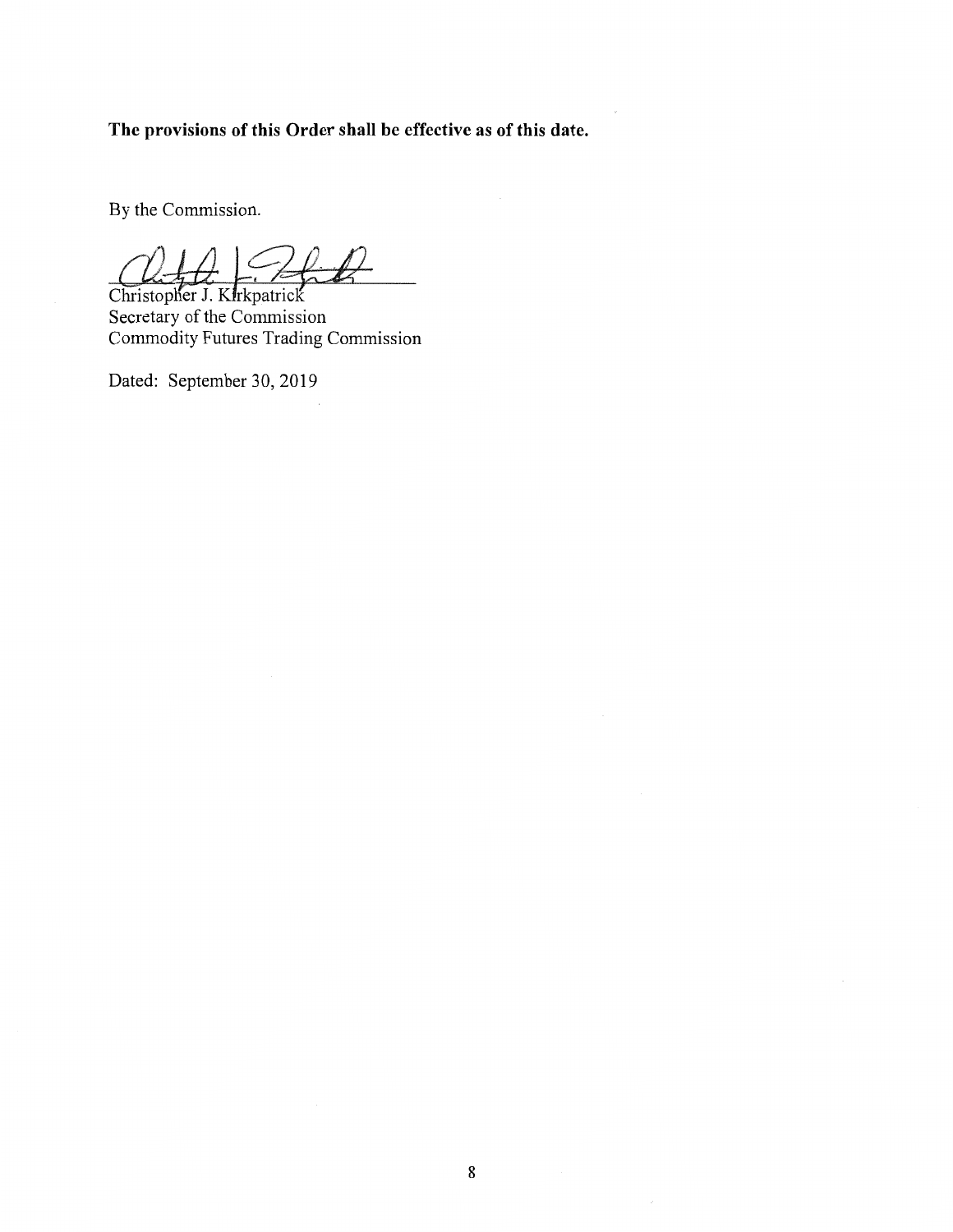**The provisions of this Order shall be effective as of this date.**

By the Commission.

Christopher J. Kirkpatrick
Secretary of the Commission
Commodity Futures Trading Commission

Dated: September 30, 2019